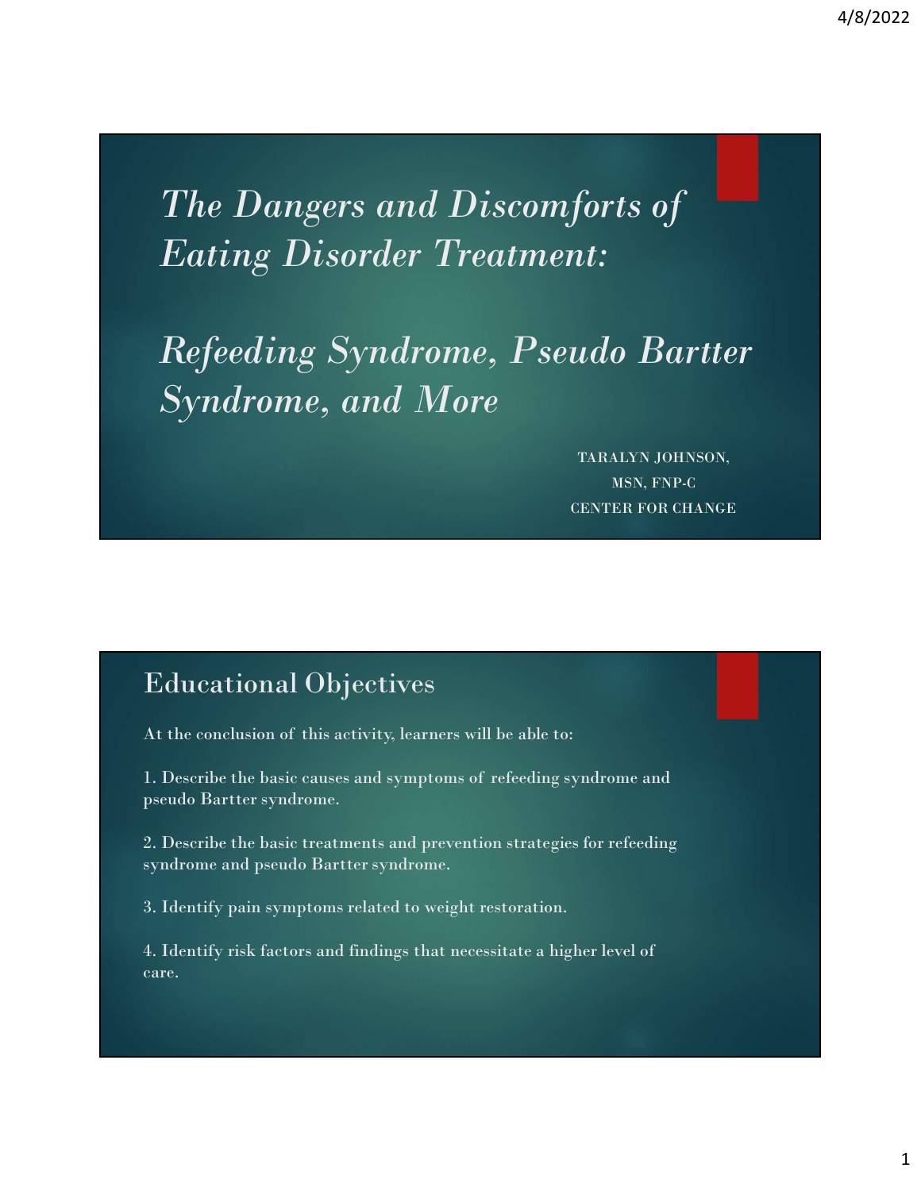# *The Dangers and Discomforts of Eating Disorder Treatment:*

# *Refeeding Syndrome, Pseudo Bartter Syndrome, and More*

TARALYN JOHNSON, MSN, FNP-C
CENTER FOR CHANGE

## Educational Objectives

At the conclusion of this activity, learners will be able to:

1. Describe the basic causes and symptoms of refeeding syndrome and pseudo Bartter syndrome.

2. Describe the basic treatments and prevention strategies for refeeding syndrome and pseudo Bartter syndrome.

3. Identify pain symptoms related to weight restoration.

4. Identify risk factors and findings that necessitate a higher level of care.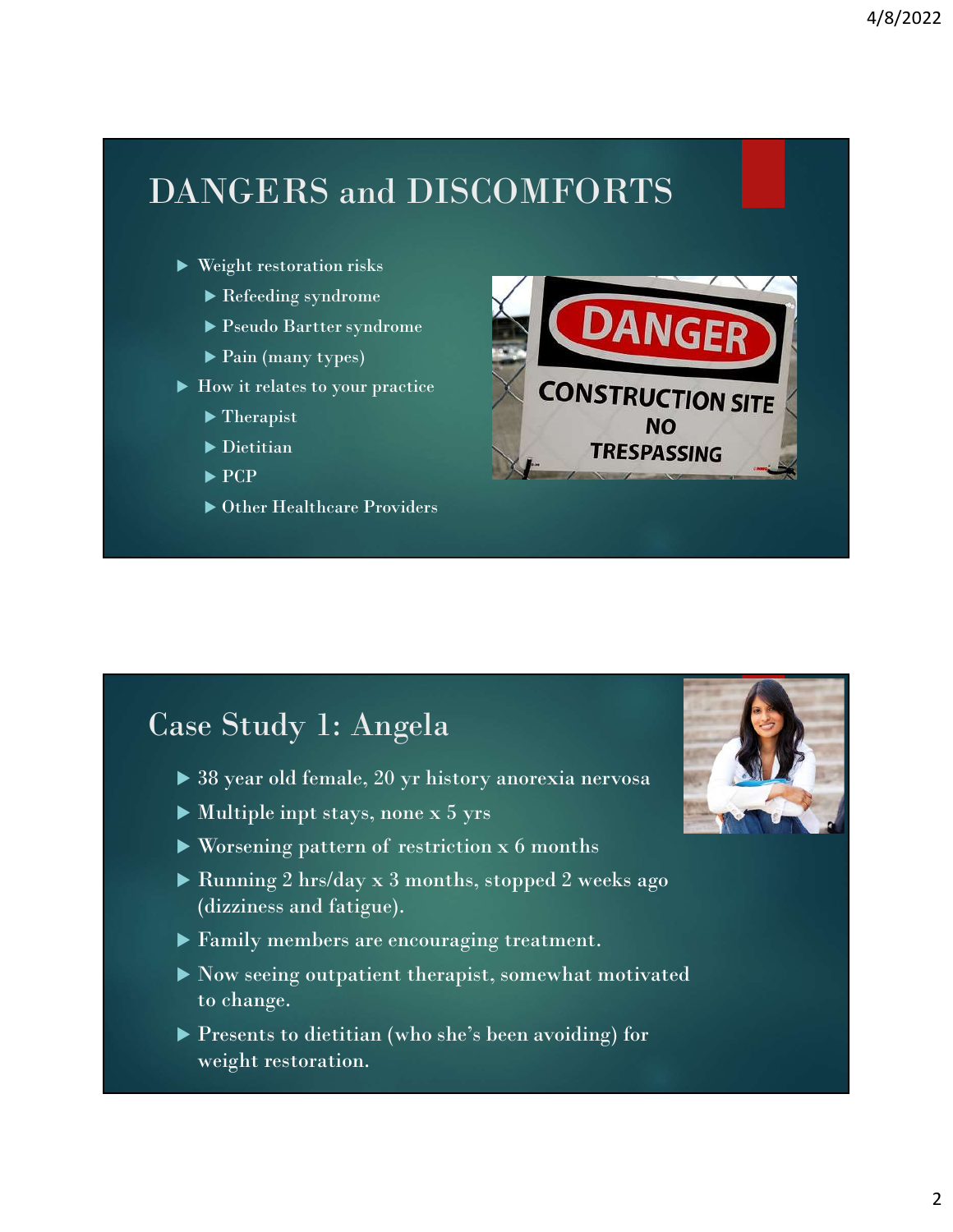## DANGERS and DISCOMFORTS

- Weight restoration risks
  - Refeeding syndrome
  - Pseudo Bartter syndrome
  - Pain (many types)
- How it relates to your practice
  - Therapist
  - Dietitian
  - PCP
  - Other Healthcare Providers

## Case Study 1: Angela

- 38 year old female, 20 yr history anorexia nervosa
- Multiple inpt stays, none x 5 yrs
- Worsening pattern of restriction x 6 months
- Running 2 hrs/day x 3 months, stopped 2 weeks ago (dizziness and fatigue).
- Family members are encouraging treatment.
- Now seeing outpatient therapist, somewhat motivated to change.
- Presents to dietitian (who she's been avoiding) for weight restoration.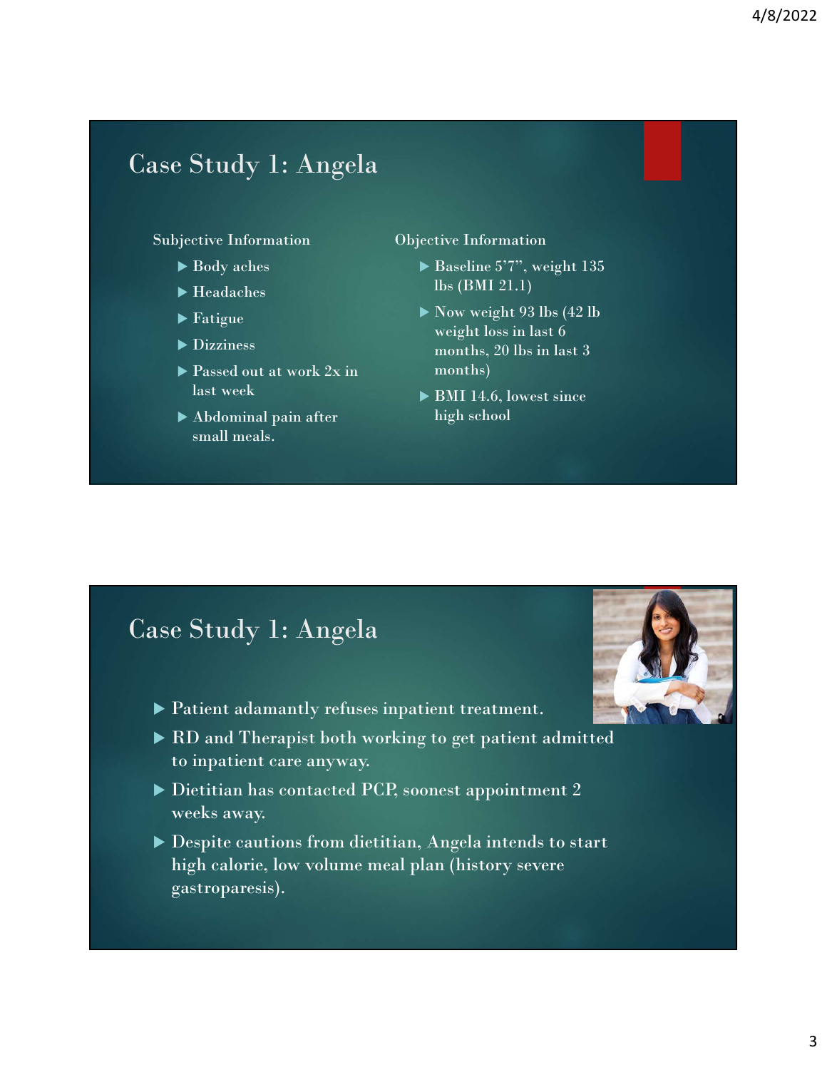# Case Study 1: Angela

## Subjective Information

- Body aches
- Headaches
- Fatigue
- Dizziness
- Passed out at work 2x in last week
- Abdominal pain after small meals.

## Objective Information

- Baseline 5'7", weight 135 lbs (BMI 21.1)
- Now weight 93 lbs (42 lb weight loss in last 6 months, 20 lbs in last 3 months)
- BMI 14.6, lowest since high school

# Case Study 1: Angela

- Patient adamantly refuses inpatient treatment.
- RD and Therapist both working to get patient admitted to inpatient care anyway.
- Dietitian has contacted PCP, soonest appointment 2 weeks away.
- Despite cautions from dietitian, Angela intends to start high calorie, low volume meal plan (history severe gastroparesis).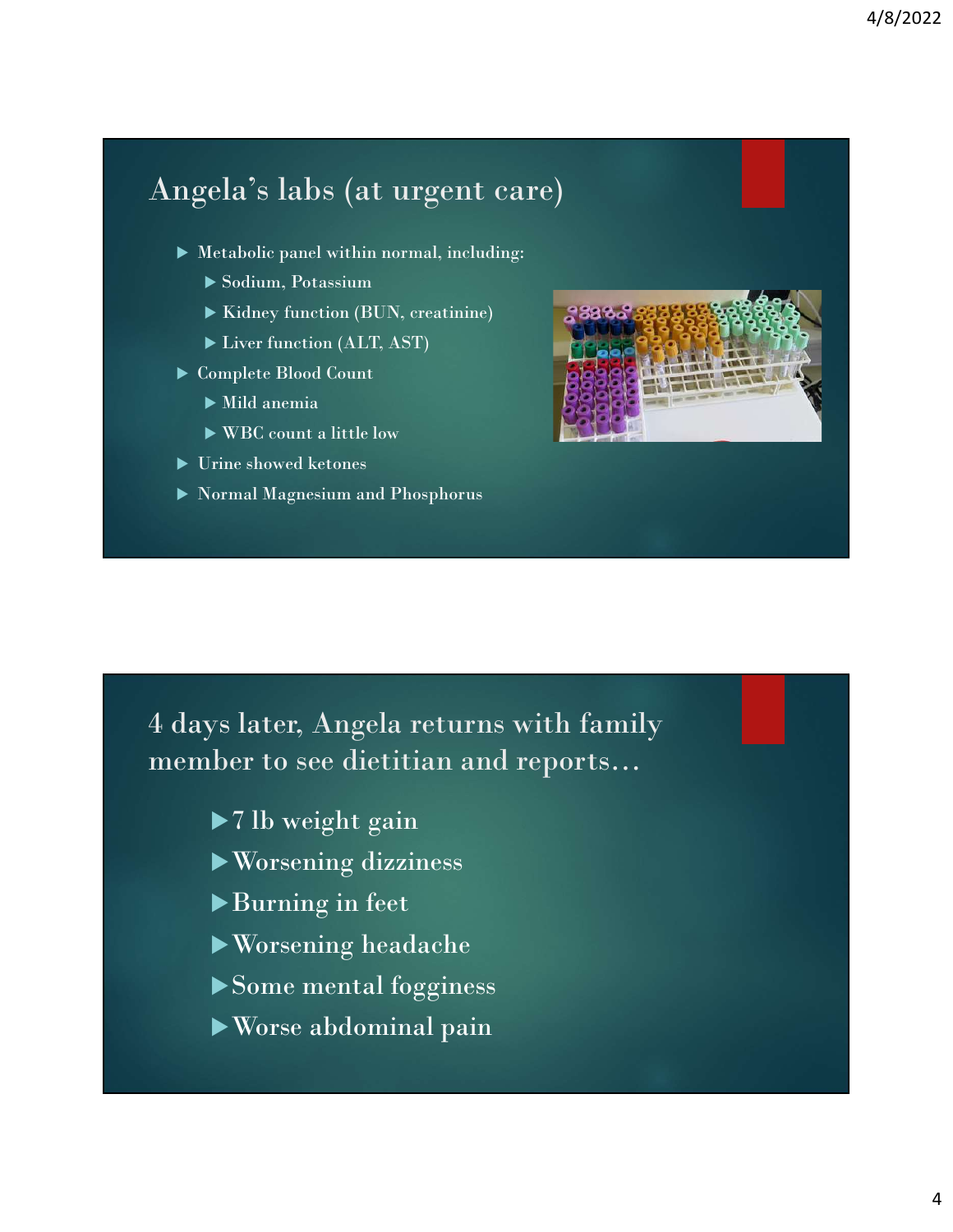## Angela's labs (at urgent care)

- Metabolic panel within normal, including:
  - Sodium, Potassium
  - Kidney function (BUN, creatinine)
  - Liver function (ALT, AST)
- Complete Blood Count
  - Mild anemia
  - WBC count a little low
- Urine showed ketones
- Normal Magnesium and Phosphorus

## 4 days later, Angela returns with family member to see dietitian and reports…

- 7 lb weight gain
- Worsening dizziness
- Burning in feet
- Worsening headache
- Some mental fogginess
- Worse abdominal pain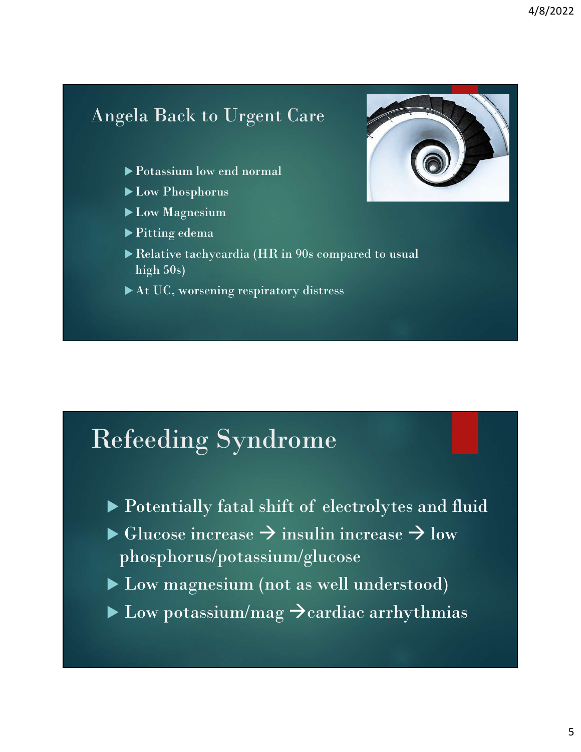## Angela Back to Urgent Care

- Potassium low end normal
- Low Phosphorus
- Low Magnesium
- Pitting edema
- Relative tachycardia (HR in 90s compared to usual high 50s)
- At UC, worsening respiratory distress

## Refeeding Syndrome

- Potentially fatal shift of electrolytes and fluid
- Glucose increase → insulin increase → low phosphorus/potassium/glucose
- Low magnesium (not as well understood)
- Low potassium/mag → cardiac arrhythmias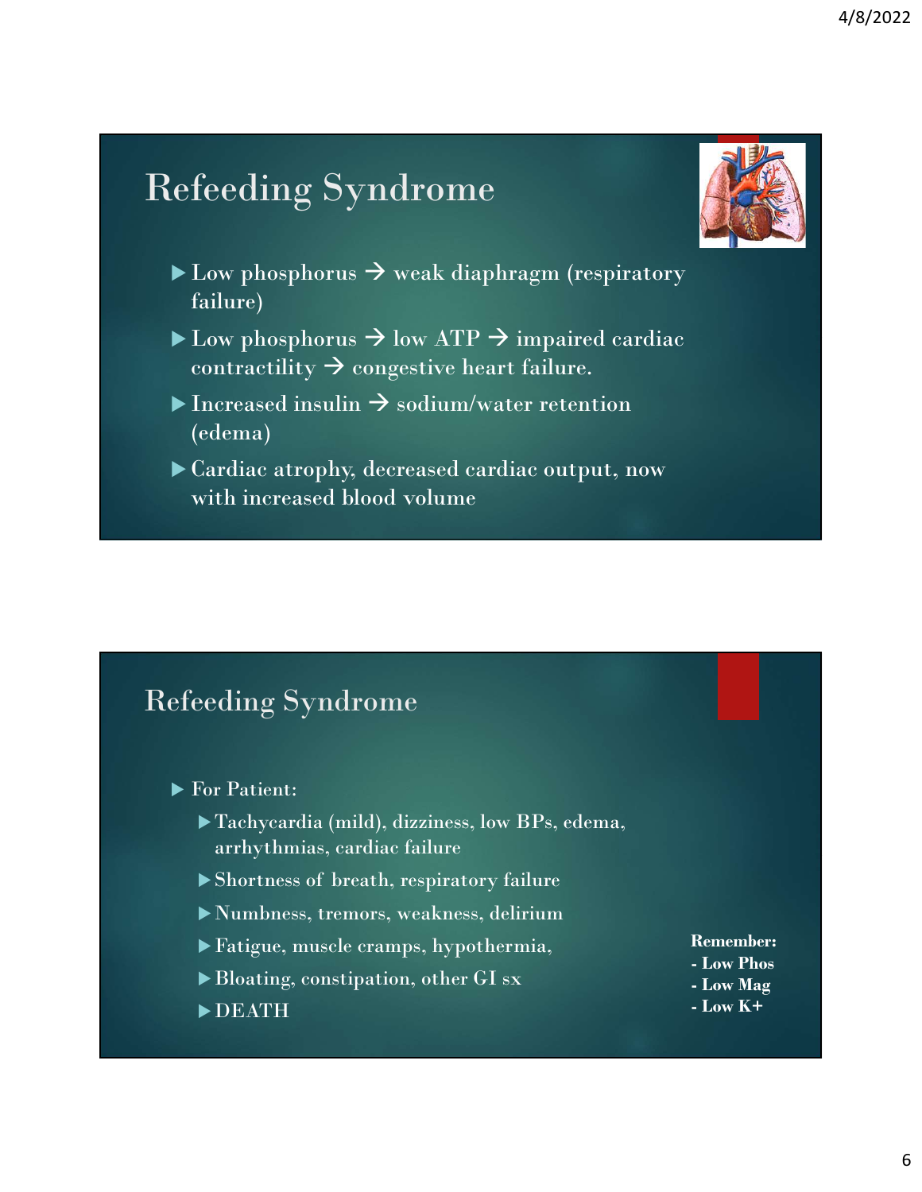## Refeeding Syndrome

- Low phosphorus → weak diaphragm (respiratory failure)
- Low phosphorus → low ATP → impaired cardiac contractility → congestive heart failure.
- Increased insulin → sodium/water retention (edema)
- Cardiac atrophy, decreased cardiac output, now with increased blood volume

## Refeeding Syndrome

- For Patient:
  - Tachycardia (mild), dizziness, low BPs, edema, arrhythmias, cardiac failure
  - Shortness of breath, respiratory failure
  - Numbness, tremors, weakness, delirium
  - Fatigue, muscle cramps, hypothermia,
  - Bloating, constipation, other GI sx
  - DEATH

**Remember:**
**- Low Phos**
**- Low Mag**
**- Low K+**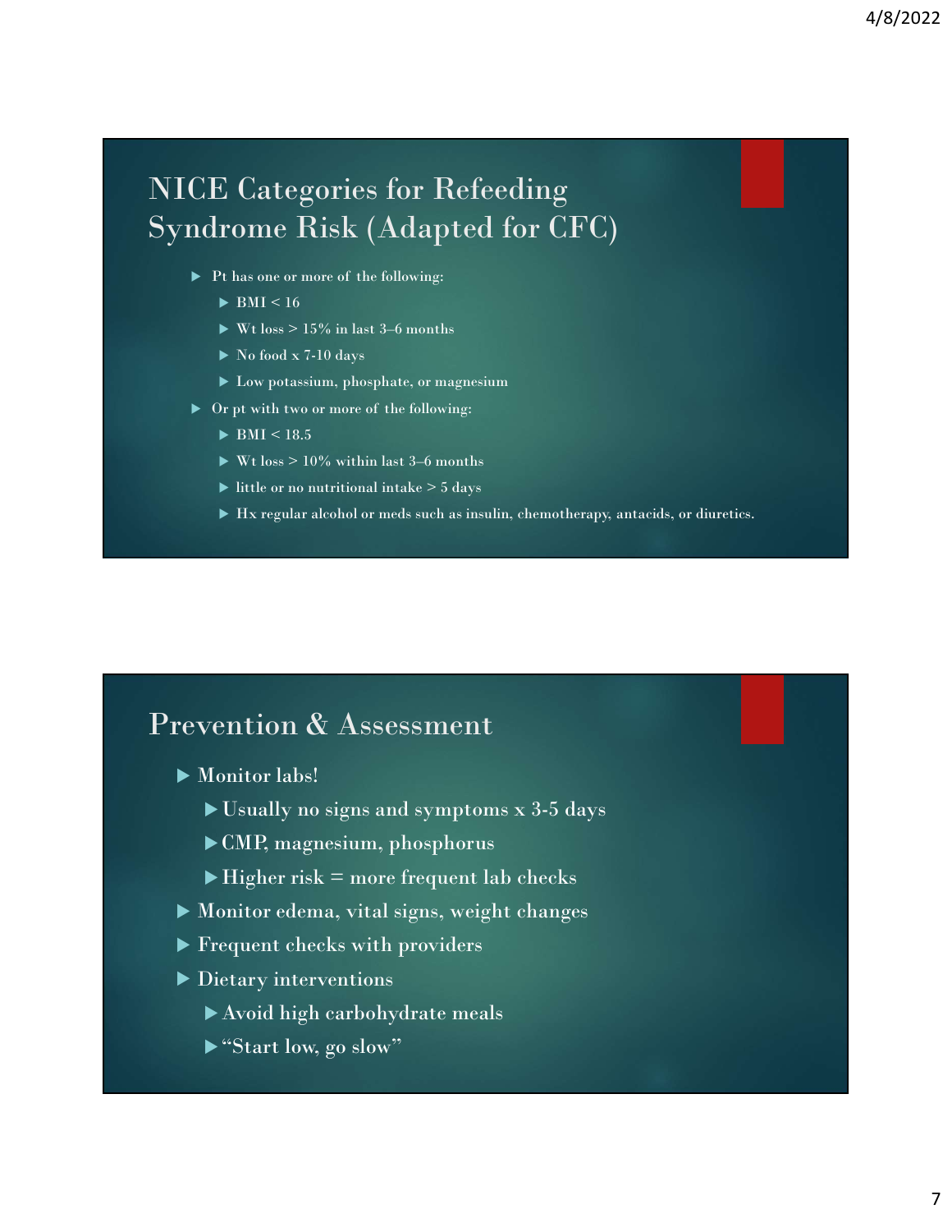## NICE Categories for Refeeding Syndrome Risk (Adapted for CFC)

- Pt has one or more of the following:
  - BMI < 16
  - Wt loss > 15% in last 3–6 months
  - No food x 7-10 days
  - Low potassium, phosphate, or magnesium
- Or pt with two or more of the following:
  - BMI < 18.5
  - Wt loss > 10% within last 3–6 months
  - little or no nutritional intake > 5 days
  - Hx regular alcohol or meds such as insulin, chemotherapy, antacids, or diuretics.

## Prevention & Assessment

- Monitor labs!
  - Usually no signs and symptoms x 3-5 days
  - CMP, magnesium, phosphorus
  - Higher risk = more frequent lab checks
- Monitor edema, vital signs, weight changes
- Frequent checks with providers
- Dietary interventions
  - Avoid high carbohydrate meals
  - "Start low, go slow"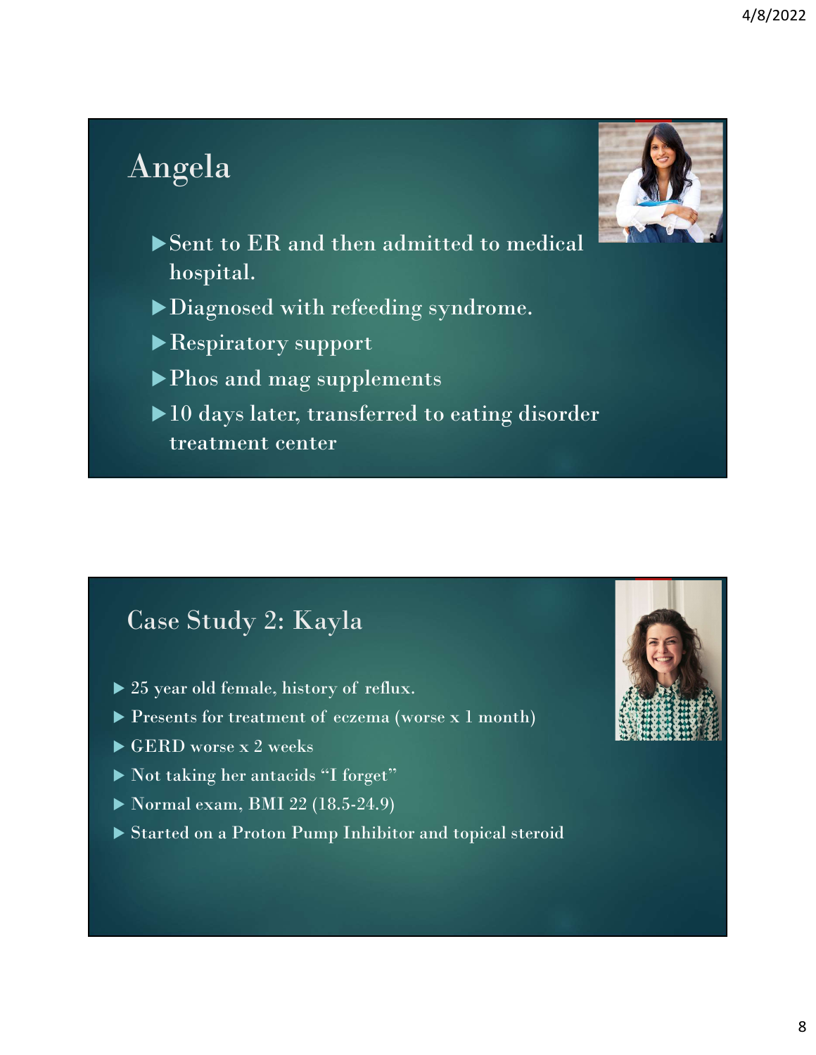## Angela

- Sent to ER and then admitted to medical hospital.
- Diagnosed with refeeding syndrome.
- Respiratory support
- Phos and mag supplements
- 10 days later, transferred to eating disorder treatment center

## Case Study 2: Kayla

- 25 year old female, history of reflux.
- Presents for treatment of eczema (worse x 1 month)
- GERD worse x 2 weeks
- Not taking her antacids "I forget"
- Normal exam, BMI 22 (18.5-24.9)
- Started on a Proton Pump Inhibitor and topical steroid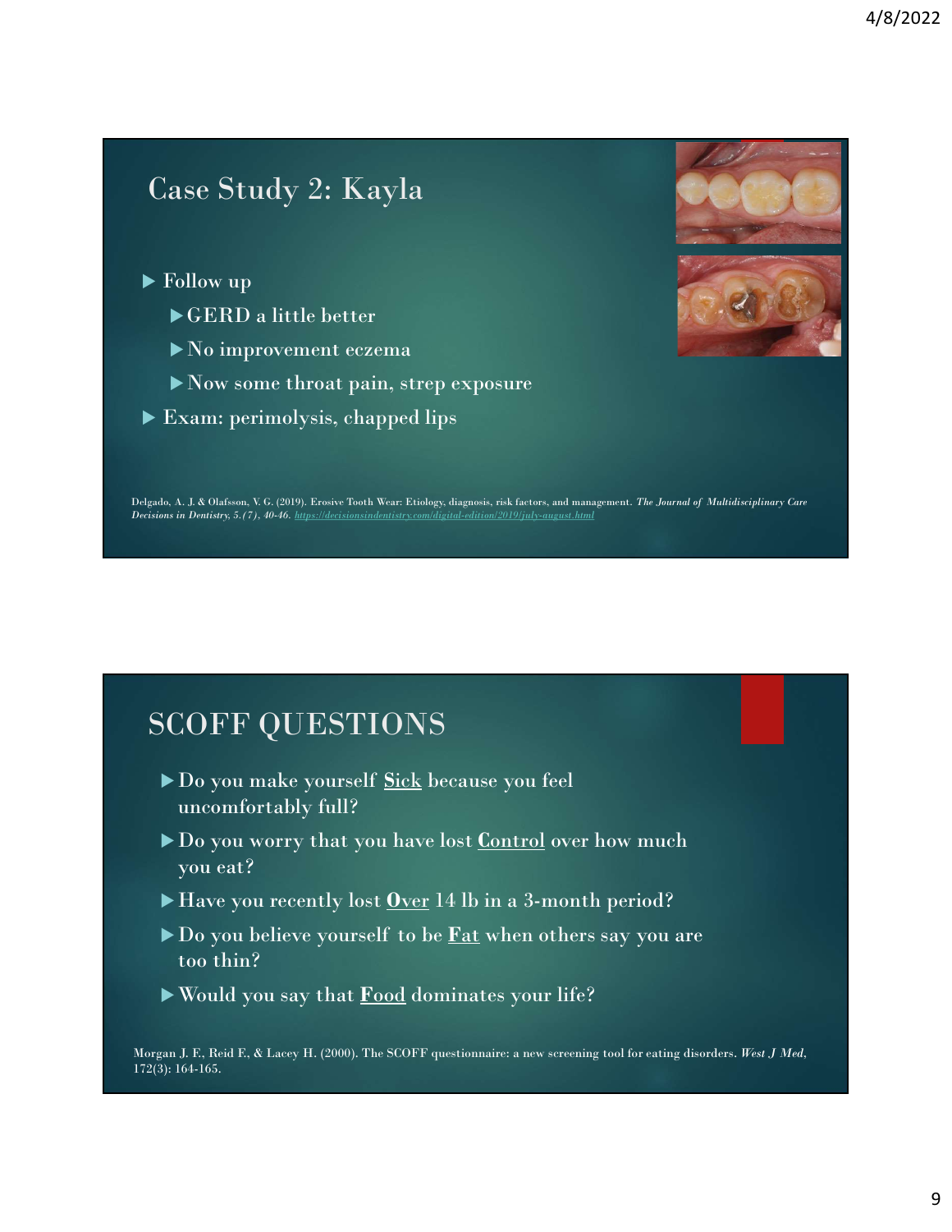## Case Study 2: Kayla

- Follow up
  - GERD a little better
  - No improvement eczema
  - Now some throat pain, strep exposure
- Exam: perimolysis, chapped lips

Delgado, A. J. & Olafsson, V. G. (2019). Erosive Tooth Wear: Etiology, diagnosis, risk factors, and management. *The Journal of Multidisciplinary Care Decisions in Dentistry, 5.(7), 40-46.* https://decisionsindentistry.com/digital-edition/2019/july-august.html

## SCOFF QUESTIONS

- Do you make yourself **Sick** because you feel uncomfortably full?
- Do you worry that you have lost **Control** over how much you eat?
- Have you recently lost **Over** 14 lb in a 3-month period?
- Do you believe yourself to be **Fat** when others say you are too thin?
- Would you say that **Food** dominates your life?

Morgan J. F., Reid F., & Lacey H. (2000). The SCOFF questionnaire: a new screening tool for eating disorders. *West J Med*, 172(3): 164-165.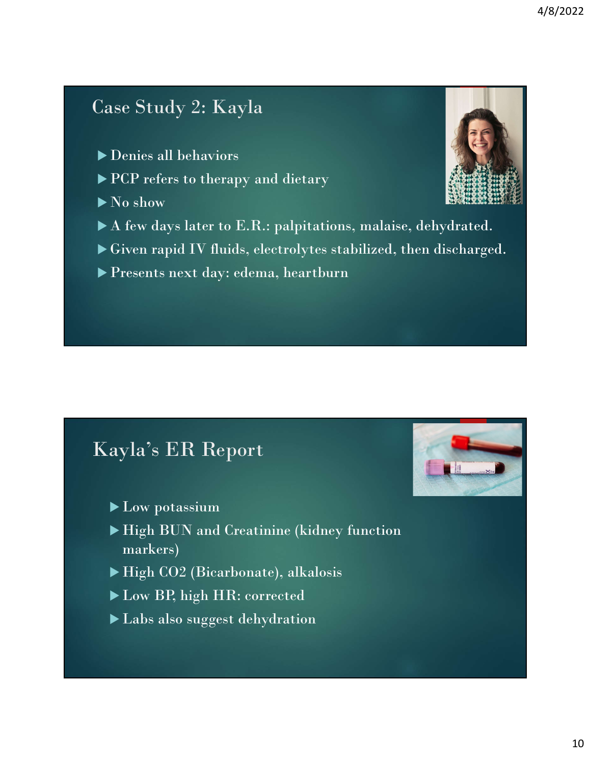## Case Study 2: Kayla

- Denies all behaviors
- PCP refers to therapy and dietary
- No show
- A few days later to E.R.: palpitations, malaise, dehydrated.
- Given rapid IV fluids, electrolytes stabilized, then discharged.
- Presents next day: edema, heartburn

## Kayla's ER Report

- Low potassium
- High BUN and Creatinine (kidney function markers)
- High CO2 (Bicarbonate), alkalosis
- Low BP, high HR: corrected
- Labs also suggest dehydration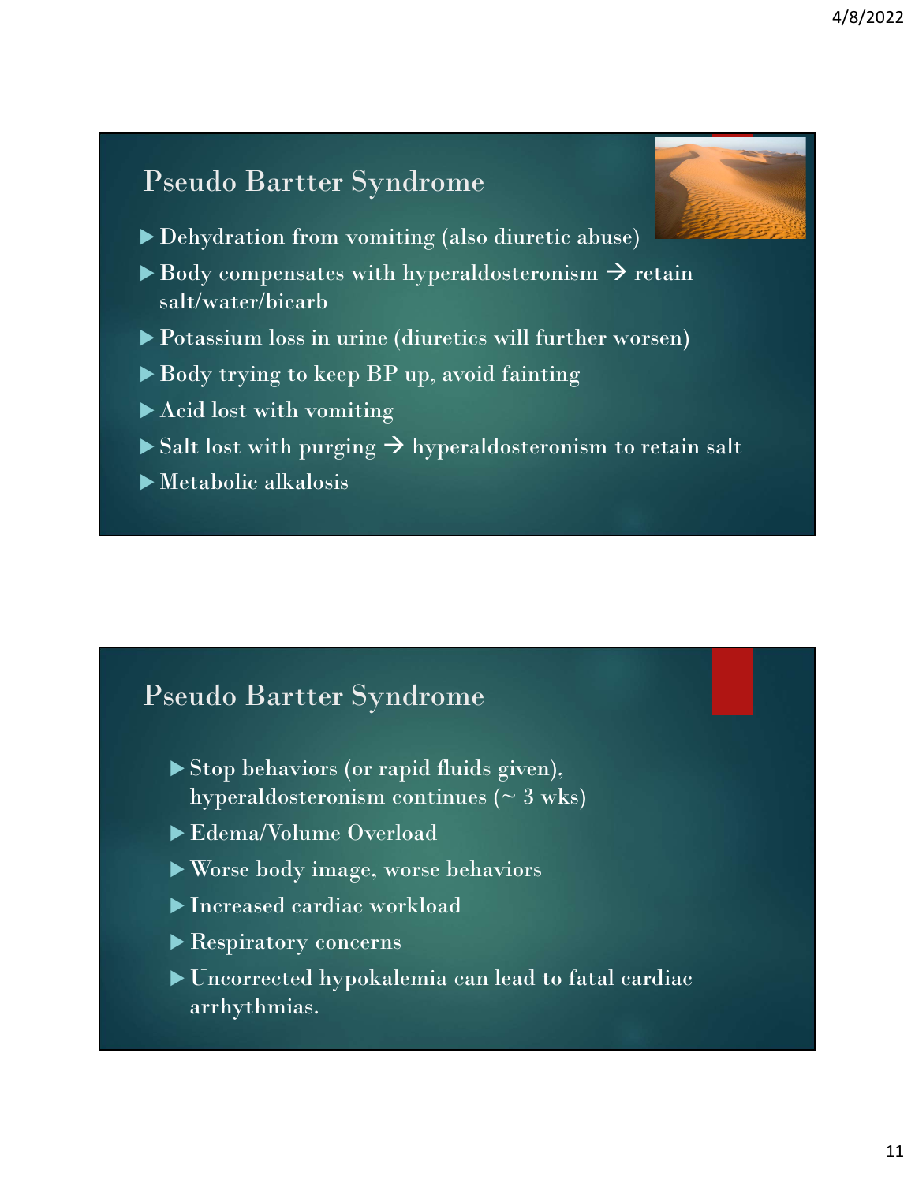## Pseudo Bartter Syndrome

- Dehydration from vomiting (also diuretic abuse)
- Body compensates with hyperaldosteronism → retain salt/water/bicarb
- Potassium loss in urine (diuretics will further worsen)
- Body trying to keep BP up, avoid fainting
- Acid lost with vomiting
- Salt lost with purging → hyperaldosteronism to retain salt
- Metabolic alkalosis

## Pseudo Bartter Syndrome

- Stop behaviors (or rapid fluids given), hyperaldosteronism continues (~ 3 wks)
- Edema/Volume Overload
- Worse body image, worse behaviors
- Increased cardiac workload
- Respiratory concerns
- Uncorrected hypokalemia can lead to fatal cardiac arrhythmias.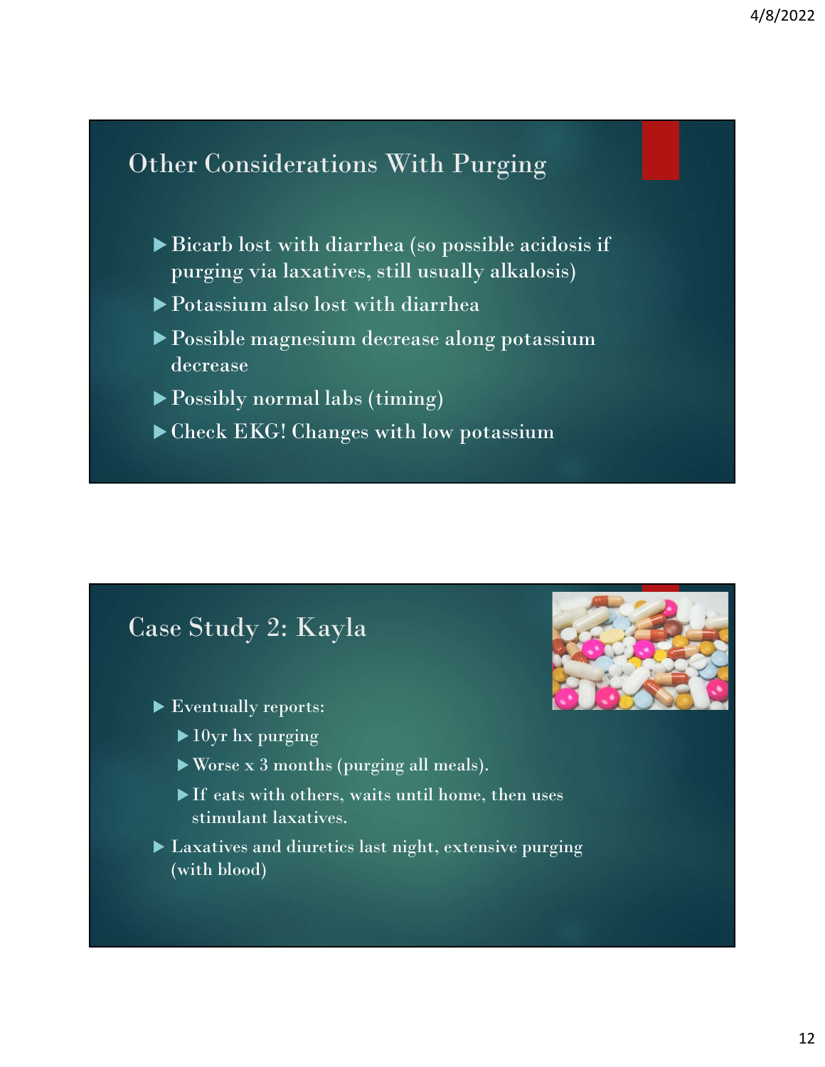## Other Considerations With Purging

- Bicarb lost with diarrhea (so possible acidosis if purging via laxatives, still usually alkalosis)
- Potassium also lost with diarrhea
- Possible magnesium decrease along potassium decrease
- Possibly normal labs (timing)
- Check EKG! Changes with low potassium

## Case Study 2: Kayla

- Eventually reports:
  - 10yr hx purging
  - Worse x 3 months (purging all meals).
  - If eats with others, waits until home, then uses stimulant laxatives.
- Laxatives and diuretics last night, extensive purging (with blood)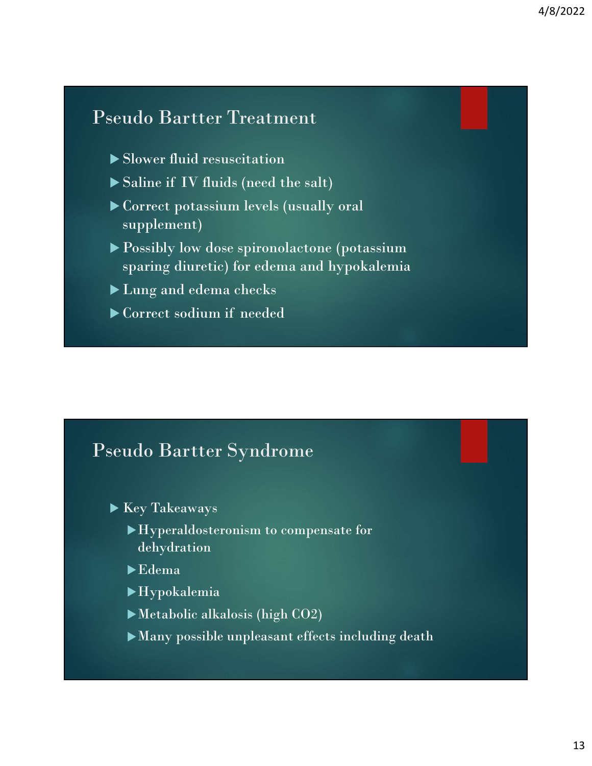## Pseudo Bartter Treatment

- Slower fluid resuscitation
- Saline if IV fluids (need the salt)
- Correct potassium levels (usually oral supplement)
- Possibly low dose spironolactone (potassium sparing diuretic) for edema and hypokalemia
- Lung and edema checks
- Correct sodium if needed

## Pseudo Bartter Syndrome

- Key Takeaways
  - Hyperaldosteronism to compensate for dehydration
  - Edema
  - Hypokalemia
  - Metabolic alkalosis (high $CO_2$)
  - Many possible unpleasant effects including death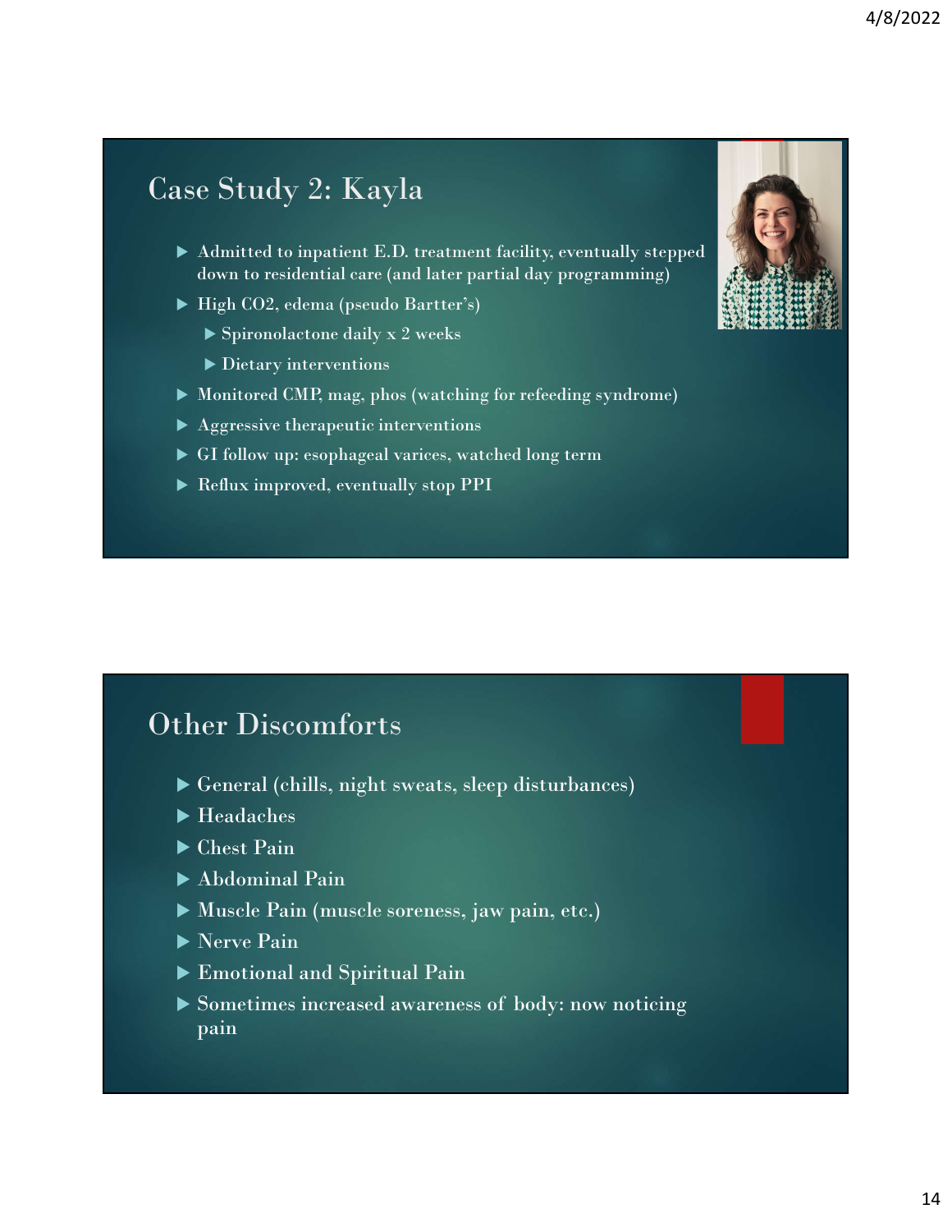## Case Study 2: Kayla

- Admitted to inpatient E.D. treatment facility, eventually stepped down to residential care (and later partial day programming)
- High $CO_2$, edema (pseudo Bartter's)
  - Spironolactone daily x 2 weeks
  - Dietary interventions
- Monitored CMP, mag, phos (watching for refeeding syndrome)
- Aggressive therapeutic interventions
- GI follow up: esophageal varices, watched long term
- Reflux improved, eventually stop PPI

## Other Discomforts

- General (chills, night sweats, sleep disturbances)
- Headaches
- Chest Pain
- Abdominal Pain
- Muscle Pain (muscle soreness, jaw pain, etc.)
- Nerve Pain
- Emotional and Spiritual Pain
- Sometimes increased awareness of body: now noticing pain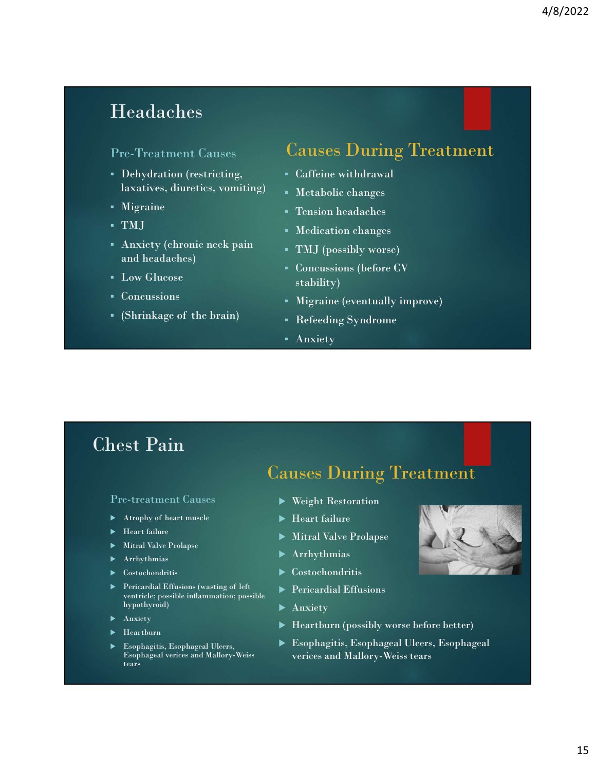## Headaches

### Pre-Treatment Causes

- Dehydration (restricting, laxatives, diuretics, vomiting)
- Migraine
- TMJ
- Anxiety (chronic neck pain and headaches)
- Low Glucose
- Concussions
- (Shrinkage of the brain)

### Causes During Treatment

- Caffeine withdrawal
- Metabolic changes
- Tension headaches
- Medication changes
- TMJ (possibly worse)
- Concussions (before CV stability)
- Migraine (eventually improve)
- Refeeding Syndrome
- Anxiety

## Chest Pain

### Pre-treatment Causes

- Atrophy of heart muscle
- Heart failure
- Mitral Valve Prolapse
- Arrhythmias
- Costochondritis
- Pericardial Effusions (wasting of left ventricle; possible inflammation; possible hypothyroid)
- Anxiety
- Heartburn
- Esophagitis, Esophageal Ulcers, Esophageal verices and Mallory-Weiss tears

### Causes During Treatment

- Weight Restoration
- Heart failure
- Mitral Valve Prolapse
- Arrhythmias
- Costochondritis
- Pericardial Effusions
- Anxiety
- Heartburn (possibly worse before better)
- Esophagitis, Esophageal Ulcers, Esophageal verices and Mallory-Weiss tears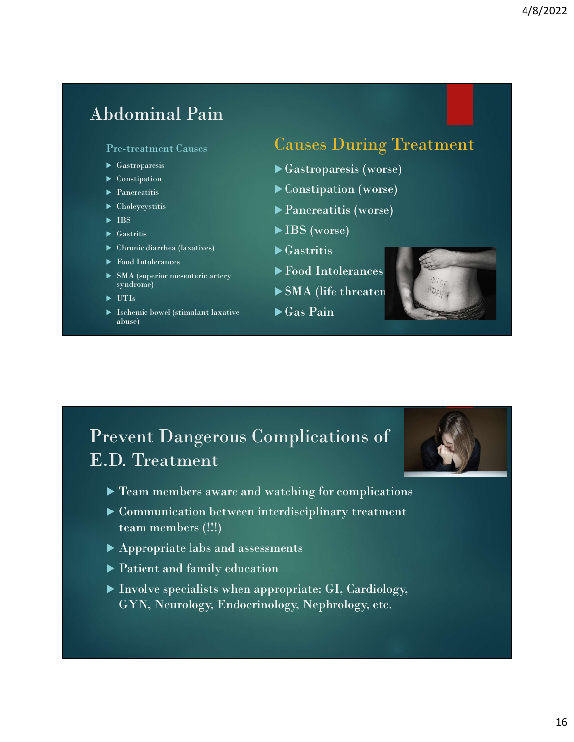## Abdominal Pain

### Pre-treatment Causes

- Gastroparesis
- Constipation
- Pancreatitis
- Choleycystitis
- IBS
- Gastritis
- Chronic diarrhea (laxatives)
- Food Intolerances
- SMA (superior mesenteric artery syndrome)
- UTIs
- Ischemic bowel (stimulant laxative abuse)

### Causes During Treatment

- Gastroparesis (worse)
- Constipation (worse)
- Pancreatitis (worse)
- IBS (worse)
- Gastritis
- Food Intolerances
- SMA (life threaten
- Gas Pain

## Prevent Dangerous Complications of E.D. Treatment

- Team members aware and watching for complications
- Communication between interdisciplinary treatment team members (!!!)
- Appropriate labs and assessments
- Patient and family education
- Involve specialists when appropriate: GI, Cardiology, GYN, Neurology, Endocrinology, Nephrology, etc.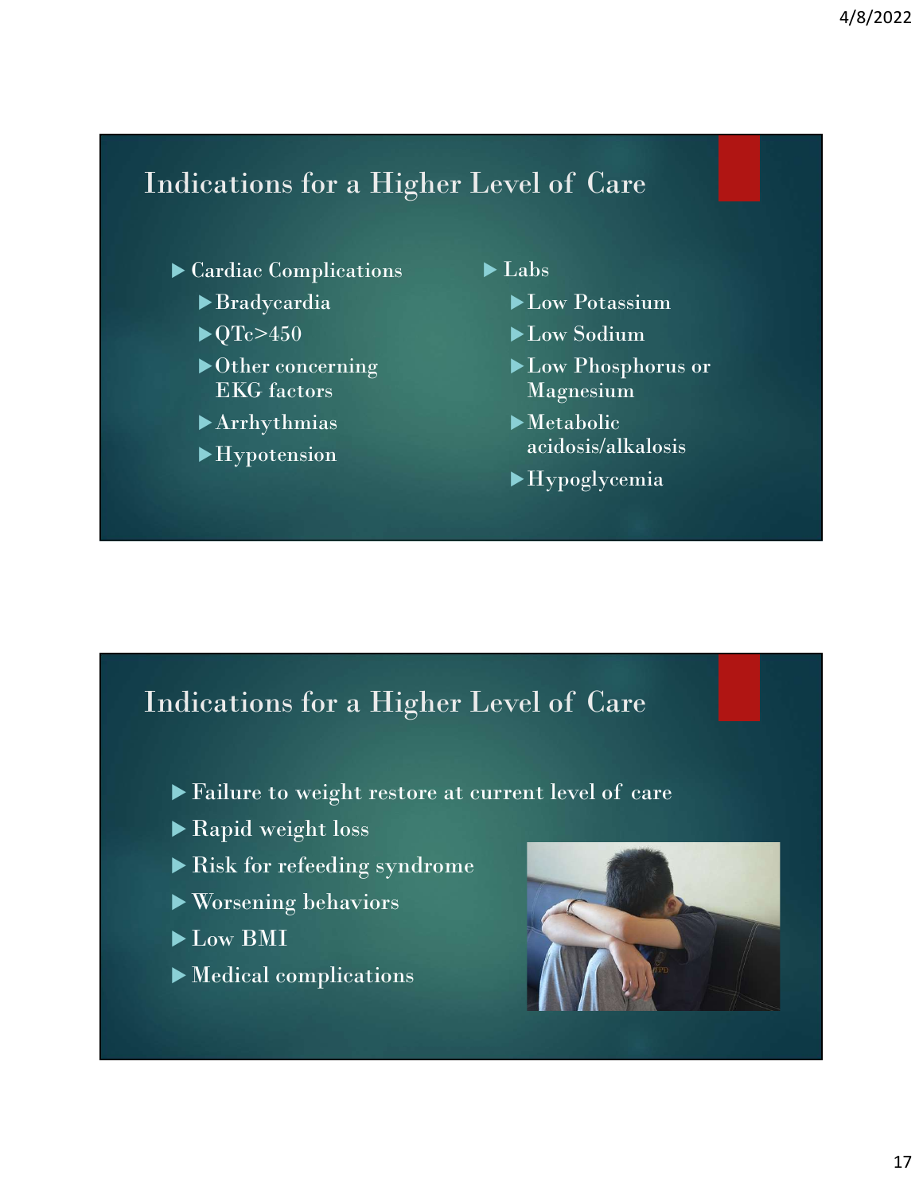## Indications for a Higher Level of Care

- Cardiac Complications
  - Bradycardia
  - QTc>450
  - Other concerning EKG factors
  - Arrhythmias
  - Hypotension
- Labs
  - Low Potassium
  - Low Sodium
  - Low Phosphorus or Magnesium
  - Metabolic acidosis/alkalosis
  - Hypoglycemia

## Indications for a Higher Level of Care

- Failure to weight restore at current level of care
- Rapid weight loss
- Risk for refeeding syndrome
- Worsening behaviors
- Low BMI
- Medical complications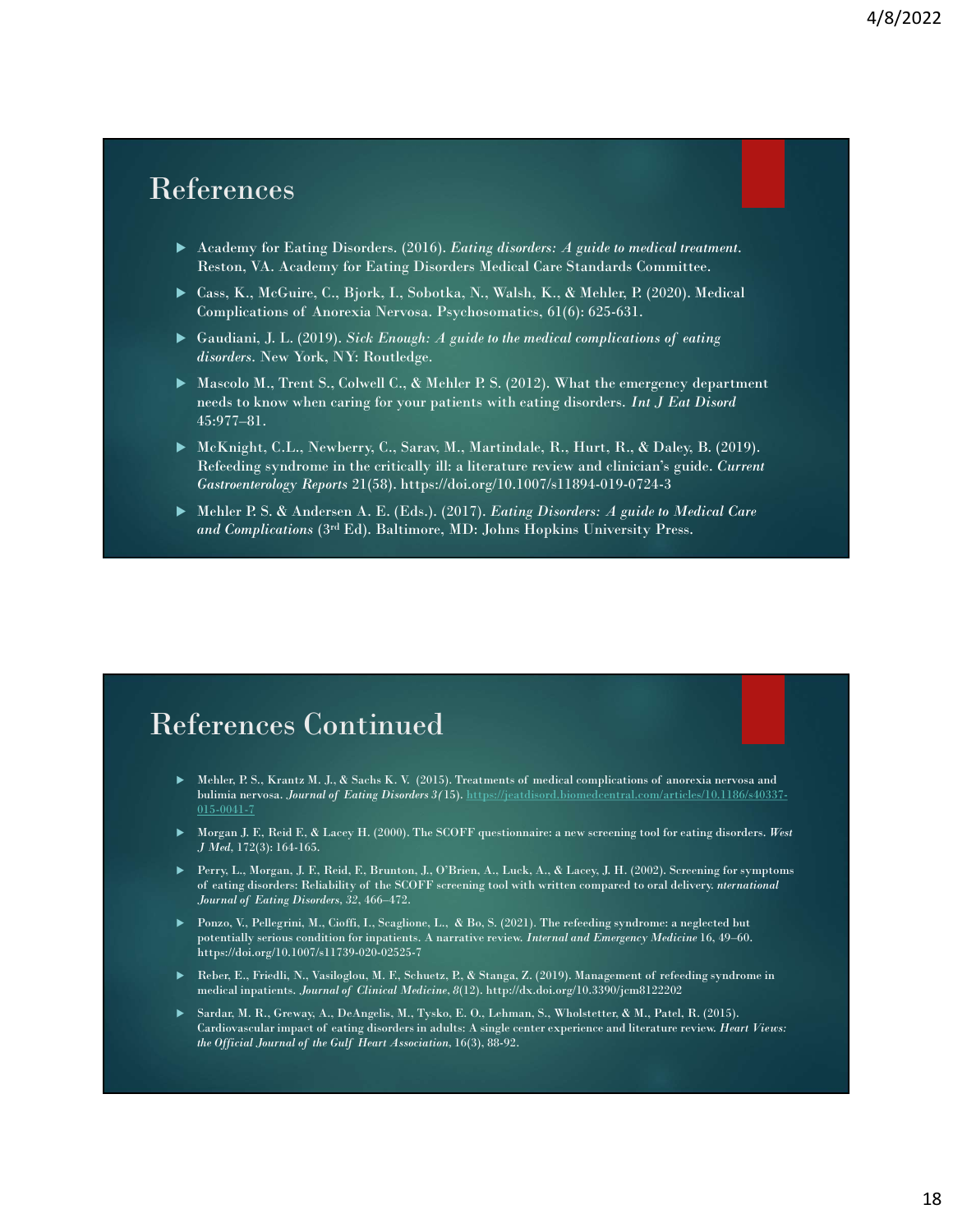## References

- Academy for Eating Disorders. (2016). *Eating disorders: A guide to medical treatment.* Reston, VA. Academy for Eating Disorders Medical Care Standards Committee.
- Cass, K., McGuire, C., Bjork, I., Sobotka, N., Walsh, K., & Mehler, P. (2020). Medical Complications of Anorexia Nervosa. Psychosomatics, 61(6): 625-631.
- Gaudiani, J. L. (2019). *Sick Enough: A guide to the medical complications of eating disorders.* New York, NY: Routledge.
- Mascolo M., Trent S., Colwell C., & Mehler P. S. (2012). What the emergency department needs to know when caring for your patients with eating disorders. *Int J Eat Disord* 45:977–81.
- McKnight, C.L., Newberry, C., Sarav, M., Martindale, R., Hurt, R., & Daley, B. (2019). Refeeding syndrome in the critically ill: a literature review and clinician's guide. *Current Gastroenterology Reports* 21(58). https://doi.org/10.1007/s11894-019-0724-3
- Mehler P. S. & Andersen A. E. (Eds.). (2017). *Eating Disorders: A guide to Medical Care and Complications* (3rd Ed). Baltimore, MD: Johns Hopkins University Press.

## References Continued

- Mehler, P. S., Krantz M. J., & Sachs K. V. (2015). Treatments of medical complications of anorexia nervosa and bulimia nervosa. *Journal of Eating Disorders 3(*15). https://jeatdisord.biomedcentral.com/articles/10.1186/s40337-015-0041-7
- Morgan J. F., Reid F., & Lacey H. (2000). The SCOFF questionnaire: a new screening tool for eating disorders. *West J Med*, 172(3): 164-165.
- Perry, L., Morgan, J. F., Reid, F., Brunton, J., O'Brien, A., Luck, A., & Lacey, J. H. (2002). Screening for symptoms of eating disorders: Reliability of the SCOFF screening tool with written compared to oral delivery. *nternational Journal of Eating Disorders*, *32*, 466–472.
- Ponzo, V., Pellegrini, M., Cioffi, I., Scaglione, L., & Bo, S. (2021). The refeeding syndrome: a neglected but potentially serious condition for inpatients. A narrative review. *Internal and Emergency Medicine* 16, 49–60. https://doi.org/10.1007/s11739-020-02525-7
- Reber, E., Friedli, N., Vasiloglou, M. F., Schuetz, P., & Stanga, Z. (2019). Management of refeeding syndrome in medical inpatients. *Journal of Clinical Medicine*, *8*(12). http://dx.doi.org/10.3390/jcm8122202
- Sardar, M. R., Greway, A., DeAngelis, M., Tysko, E. O., Lehman, S., Wholstetter, & M., Patel, R. (2015). Cardiovascular impact of eating disorders in adults: A single center experience and literature review. *Heart Views: the Official Journal of the Gulf Heart Association*, 16(3), 88-92.